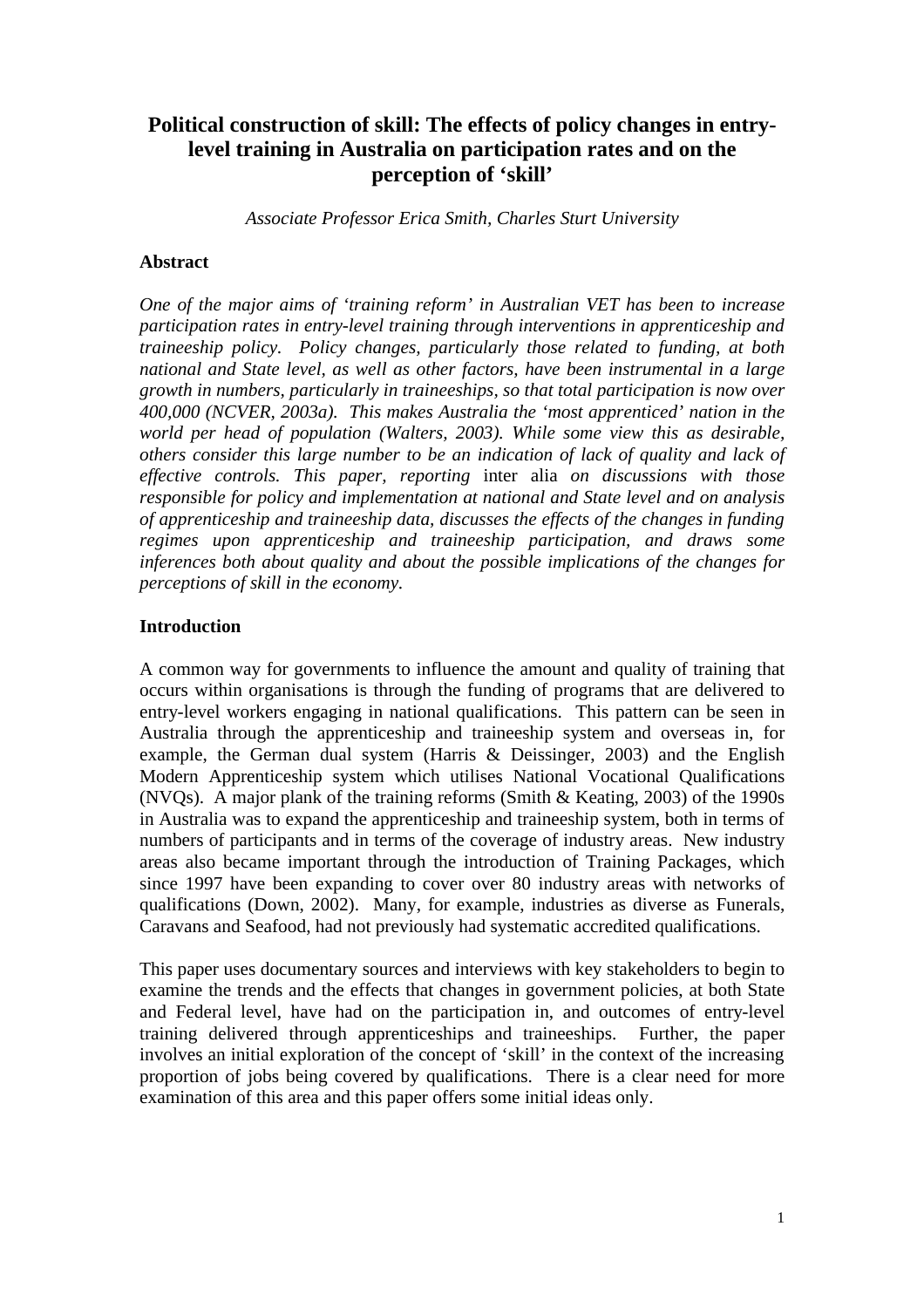# Political construction of skill: The effects of policy changes in entry-level training in Australia on participation rates and on the perception of 'skill'

*Associate Professor Erica Smith, Charles Sturt University*

## Abstract

*One of the major aims of 'training reform' in Australian VET has been to increase participation rates in entry-level training through interventions in apprenticeship and traineeship policy. Policy changes, particularly those related to funding, at both national and State level, as well as other factors, have been instrumental in a large growth in numbers, particularly in traineeships, so that total participation is now over 400,000 (NCVER, 2003a). This makes Australia the 'most apprenticed' nation in the world per head of population (Walters, 2003). While some view this as desirable, others consider this large number to be an indication of lack of quality and lack of effective controls. This paper, reporting* inter alia *on discussions with those responsible for policy and implementation at national and State level and on analysis of apprenticeship and traineeship data, discusses the effects of the changes in funding regimes upon apprenticeship and traineeship participation, and draws some inferences both about quality and about the possible implications of the changes for perceptions of skill in the economy.*

## Introduction

A common way for governments to influence the amount and quality of training that occurs within organisations is through the funding of programs that are delivered to entry-level workers engaging in national qualifications. This pattern can be seen in Australia through the apprenticeship and traineeship system and overseas in, for example, the German dual system (Harris & Deissinger, 2003) and the English Modern Apprenticeship system which utilises National Vocational Qualifications (NVQs). A major plank of the training reforms (Smith & Keating, 2003) of the 1990s in Australia was to expand the apprenticeship and traineeship system, both in terms of numbers of participants and in terms of the coverage of industry areas. New industry areas also became important through the introduction of Training Packages, which since 1997 have been expanding to cover over 80 industry areas with networks of qualifications (Down, 2002). Many, for example, industries as diverse as Funerals, Caravans and Seafood, had not previously had systematic accredited qualifications.

This paper uses documentary sources and interviews with key stakeholders to begin to examine the trends and the effects that changes in government policies, at both State and Federal level, have had on the participation in, and outcomes of entry-level training delivered through apprenticeships and traineeships. Further, the paper involves an initial exploration of the concept of 'skill' in the context of the increasing proportion of jobs being covered by qualifications. There is a clear need for more examination of this area and this paper offers some initial ideas only.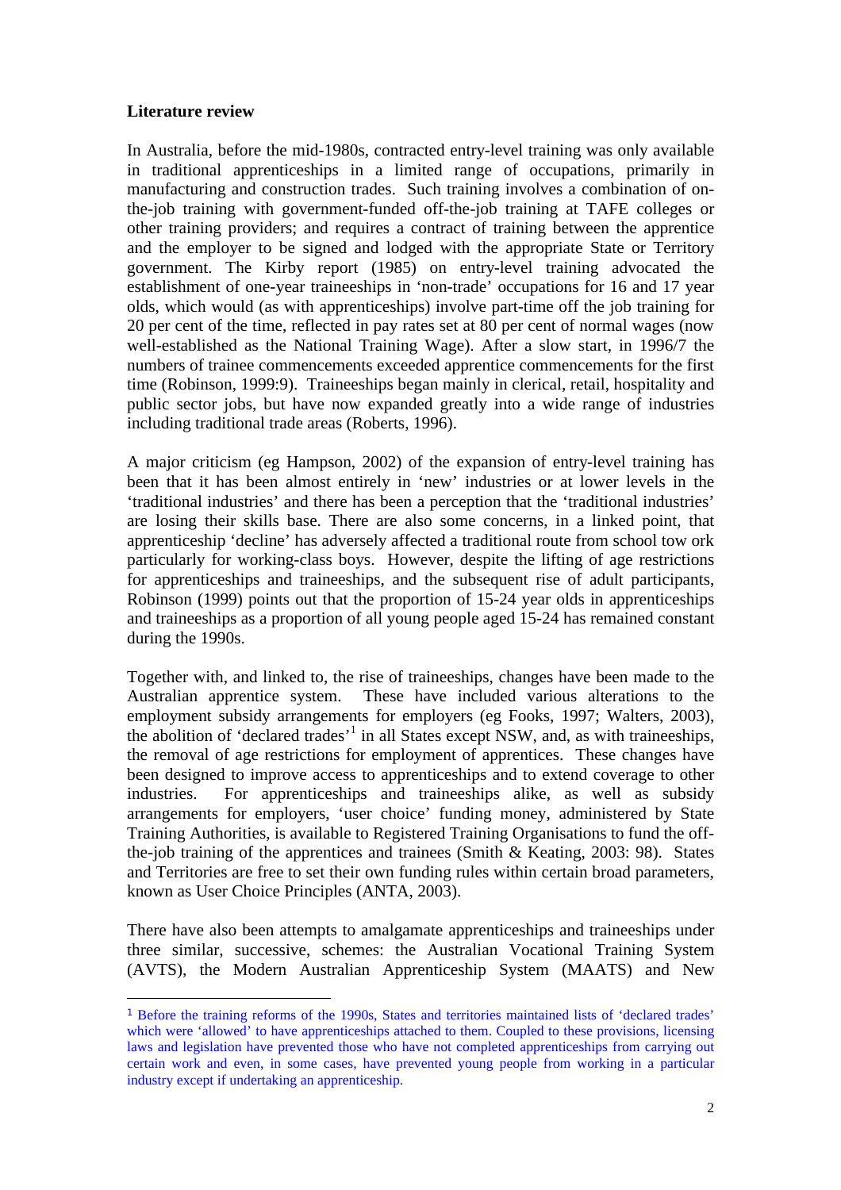**Literature review**

In Australia, before the mid-1980s, contracted entry-level training was only available in traditional apprenticeships in a limited range of occupations, primarily in manufacturing and construction trades. Such training involves a combination of on-the-job training with government-funded off-the-job training at TAFE colleges or other training providers; and requires a contract of training between the apprentice and the employer to be signed and lodged with the appropriate State or Territory government. The Kirby report (1985) on entry-level training advocated the establishment of one-year traineeships in 'non-trade' occupations for 16 and 17 year olds, which would (as with apprenticeships) involve part-time off the job training for 20 per cent of the time, reflected in pay rates set at 80 per cent of normal wages (now well-established as the National Training Wage). After a slow start, in 1996/7 the numbers of trainee commencements exceeded apprentice commencements for the first time (Robinson, 1999:9). Traineeships began mainly in clerical, retail, hospitality and public sector jobs, but have now expanded greatly into a wide range of industries including traditional trade areas (Roberts, 1996).

A major criticism (eg Hampson, 2002) of the expansion of entry-level training has been that it has been almost entirely in 'new' industries or at lower levels in the 'traditional industries' and there has been a perception that the 'traditional industries' are losing their skills base. There are also some concerns, in a linked point, that apprenticeship 'decline' has adversely affected a traditional route from school tow ork particularly for working-class boys. However, despite the lifting of age restrictions for apprenticeships and traineeships, and the subsequent rise of adult participants, Robinson (1999) points out that the proportion of 15-24 year olds in apprenticeships and traineeships as a proportion of all young people aged 15-24 has remained constant during the 1990s.

Together with, and linked to, the rise of traineeships, changes have been made to the Australian apprentice system. These have included various alterations to the employment subsidy arrangements for employers (eg Fooks, 1997; Walters, 2003), the abolition of 'declared trades'[1] in all States except NSW, and, as with traineeships, the removal of age restrictions for employment of apprentices. These changes have been designed to improve access to apprenticeships and to extend coverage to other industries. For apprenticeships and traineeships alike, as well as subsidy arrangements for employers, 'user choice' funding money, administered by State Training Authorities, is available to Registered Training Organisations to fund the off-the-job training of the apprentices and trainees (Smith & Keating, 2003: 98). States and Territories are free to set their own funding rules within certain broad parameters, known as User Choice Principles (ANTA, 2003).

There have also been attempts to amalgamate apprenticeships and traineeships under three similar, successive, schemes: the Australian Vocational Training System (AVTS), the Modern Australian Apprenticeship System (MAATS) and New

[1] Before the training reforms of the 1990s, States and territories maintained lists of 'declared trades' which were 'allowed' to have apprenticeships attached to them. Coupled to these provisions, licensing laws and legislation have prevented those who have not completed apprenticeships from carrying out certain work and even, in some cases, have prevented young people from working in a particular industry except if undertaking an apprenticeship.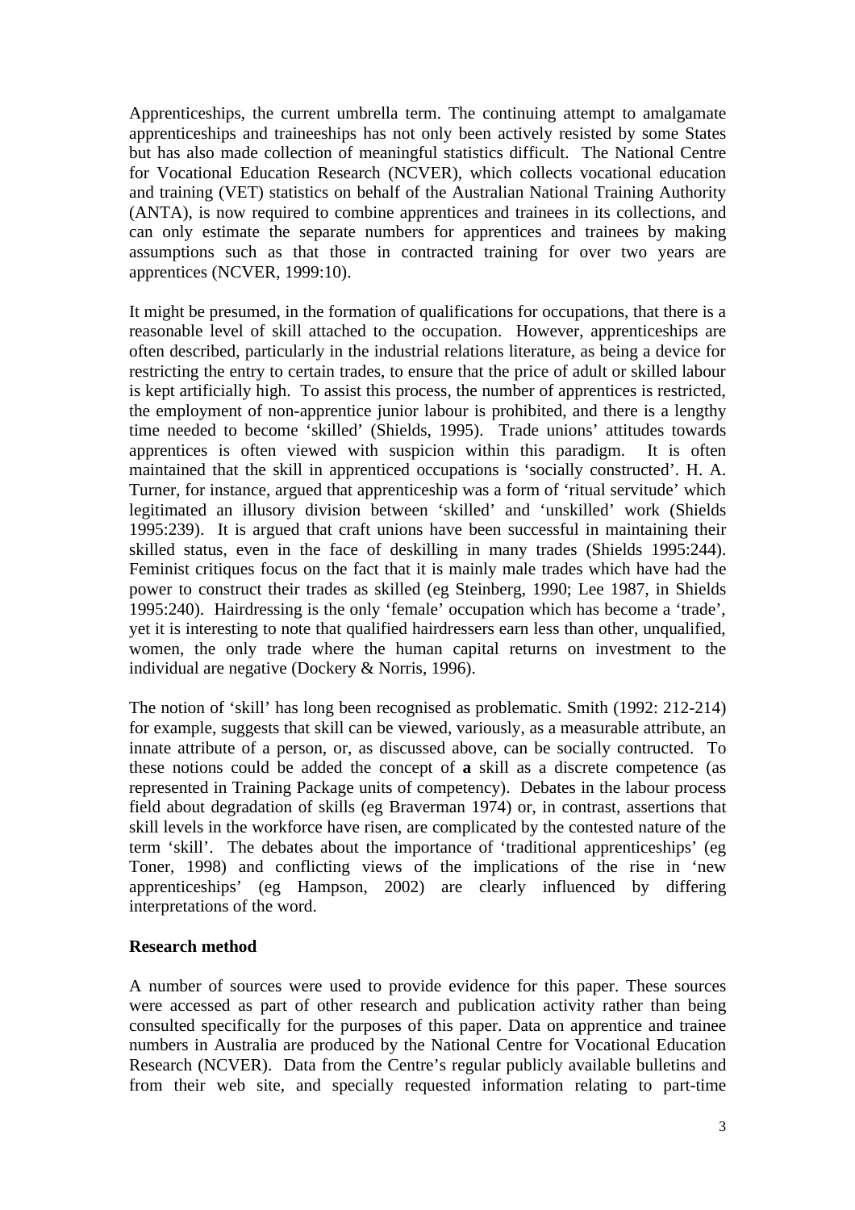Apprenticeships, the current umbrella term. The continuing attempt to amalgamate apprenticeships and traineeships has not only been actively resisted by some States but has also made collection of meaningful statistics difficult. The National Centre for Vocational Education Research (NCVER), which collects vocational education and training (VET) statistics on behalf of the Australian National Training Authority (ANTA), is now required to combine apprentices and trainees in its collections, and can only estimate the separate numbers for apprentices and trainees by making assumptions such as that those in contracted training for over two years are apprentices (NCVER, 1999:10).

It might be presumed, in the formation of qualifications for occupations, that there is a reasonable level of skill attached to the occupation. However, apprenticeships are often described, particularly in the industrial relations literature, as being a device for restricting the entry to certain trades, to ensure that the price of adult or skilled labour is kept artificially high. To assist this process, the number of apprentices is restricted, the employment of non-apprentice junior labour is prohibited, and there is a lengthy time needed to become 'skilled' (Shields, 1995). Trade unions' attitudes towards apprentices is often viewed with suspicion within this paradigm. It is often maintained that the skill in apprenticed occupations is 'socially constructed'. H. A. Turner, for instance, argued that apprenticeship was a form of 'ritual servitude' which legitimated an illusory division between 'skilled' and 'unskilled' work (Shields 1995:239). It is argued that craft unions have been successful in maintaining their skilled status, even in the face of deskilling in many trades (Shields 1995:244). Feminist critiques focus on the fact that it is mainly male trades which have had the power to construct their trades as skilled (eg Steinberg, 1990; Lee 1987, in Shields 1995:240). Hairdressing is the only 'female' occupation which has become a 'trade', yet it is interesting to note that qualified hairdressers earn less than other, unqualified, women, the only trade where the human capital returns on investment to the individual are negative (Dockery & Norris, 1996).

The notion of 'skill' has long been recognised as problematic. Smith (1992: 212-214) for example, suggests that skill can be viewed, variously, as a measurable attribute, an innate attribute of a person, or, as discussed above, can be socially contructed. To these notions could be added the concept of **a** skill as a discrete competence (as represented in Training Package units of competency). Debates in the labour process field about degradation of skills (eg Braverman 1974) or, in contrast, assertions that skill levels in the workforce have risen, are complicated by the contested nature of the term 'skill'. The debates about the importance of 'traditional apprenticeships' (eg Toner, 1998) and conflicting views of the implications of the rise in 'new apprenticeships' (eg Hampson, 2002) are clearly influenced by differing interpretations of the word.

## Research method

A number of sources were used to provide evidence for this paper. These sources were accessed as part of other research and publication activity rather than being consulted specifically for the purposes of this paper. Data on apprentice and trainee numbers in Australia are produced by the National Centre for Vocational Education Research (NCVER). Data from the Centre's regular publicly available bulletins and from their web site, and specially requested information relating to part-time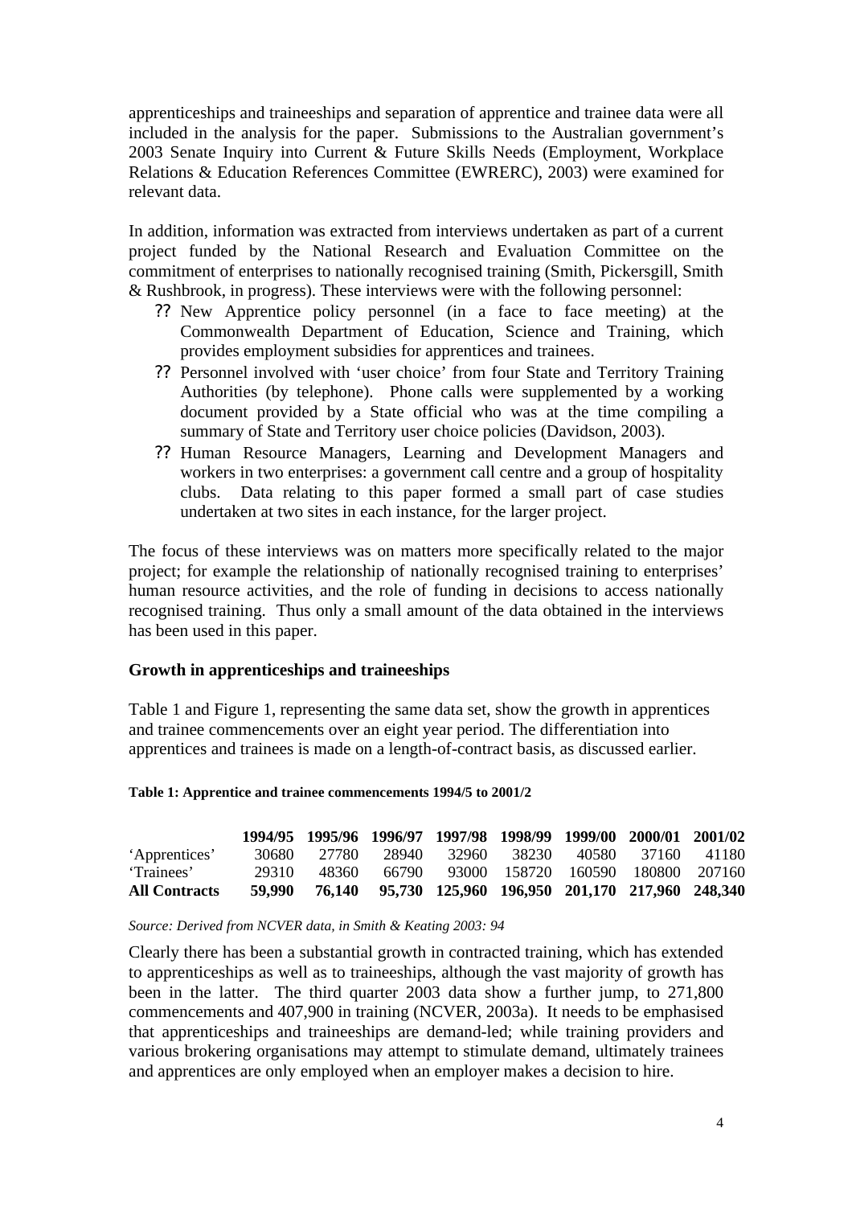apprenticeships and traineeships and separation of apprentice and trainee data were all included in the analysis for the paper. Submissions to the Australian government's 2003 Senate Inquiry into Current & Future Skills Needs (Employment, Workplace Relations & Education References Committee (EWRERC), 2003) were examined for relevant data.

In addition, information was extracted from interviews undertaken as part of a current project funded by the National Research and Evaluation Committee on the commitment of enterprises to nationally recognised training (Smith, Pickersgill, Smith & Rushbrook, in progress). These interviews were with the following personnel:

- New Apprentice policy personnel (in a face to face meeting) at the Commonwealth Department of Education, Science and Training, which provides employment subsidies for apprentices and trainees.
- Personnel involved with 'user choice' from four State and Territory Training Authorities (by telephone). Phone calls were supplemented by a working document provided by a State official who was at the time compiling a summary of State and Territory user choice policies (Davidson, 2003).
- Human Resource Managers, Learning and Development Managers and workers in two enterprises: a government call centre and a group of hospitality clubs. Data relating to this paper formed a small part of case studies undertaken at two sites in each instance, for the larger project.

The focus of these interviews was on matters more specifically related to the major project; for example the relationship of nationally recognised training to enterprises' human resource activities, and the role of funding in decisions to access nationally recognised training. Thus only a small amount of the data obtained in the interviews has been used in this paper.

## Growth in apprenticeships and traineeships

Table 1 and Figure 1, representing the same data set, show the growth in apprentices and trainee commencements over an eight year period. The differentiation into apprentices and trainees is made on a length-of-contract basis, as discussed earlier.

**Table 1: Apprentice and trainee commencements 1994/5 to 2001/2**

| | 1994/95 | 1995/96 | 1996/97 | 1997/98 | 1998/99 | 1999/00 | 2000/01 | 2001/02 |
|---|---|---|---|---|---|---|---|---|
| 'Apprentices' | 30680 | 27780 | 28940 | 32960 | 38230 | 40580 | 37160 | 41180 |
| 'Trainees' | 29310 | 48360 | 66790 | 93000 | 158720 | 160590 | 180800 | 207160 |
| **All Contracts** | **59,990** | **76,140** | **95,730** | **125,960** | **196,950** | **201,170** | **217,960** | **248,340** |

*Source: Derived from NCVER data, in Smith & Keating 2003: 94*

Clearly there has been a substantial growth in contracted training, which has extended to apprenticeships as well as to traineeships, although the vast majority of growth has been in the latter. The third quarter 2003 data show a further jump, to 271,800 commencements and 407,900 in training (NCVER, 2003a). It needs to be emphasised that apprenticeships and traineeships are demand-led; while training providers and various brokering organisations may attempt to stimulate demand, ultimately trainees and apprentices are only employed when an employer makes a decision to hire.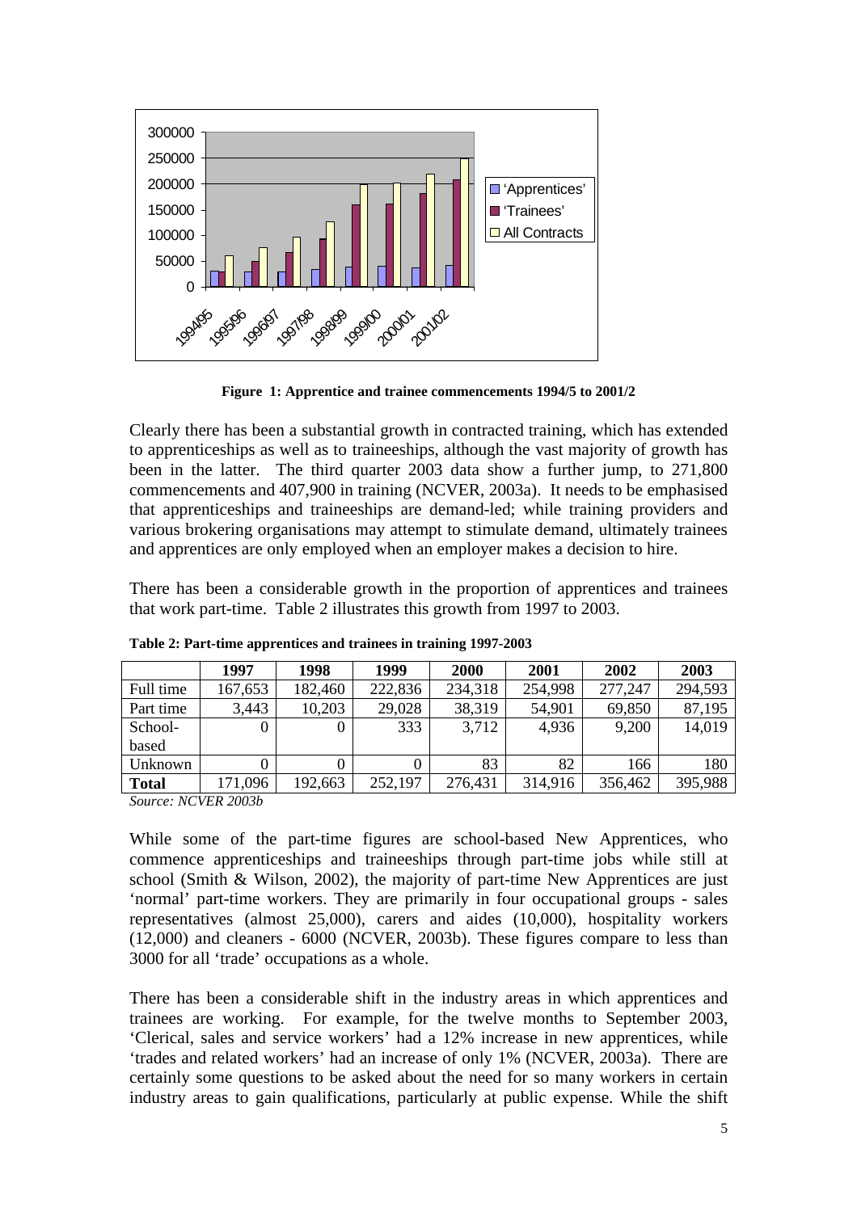**Figure 1: Apprentice and trainee commencements 1994/5 to 2001/2**

Clearly there has been a substantial growth in contracted training, which has extended to apprenticeships as well as to traineeships, although the vast majority of growth has been in the latter. The third quarter 2003 data show a further jump, to 271,800 commencements and 407,900 in training (NCVER, 2003a). It needs to be emphasised that apprenticeships and traineeships are demand-led; while training providers and various brokering organisations may attempt to stimulate demand, ultimately trainees and apprentices are only employed when an employer makes a decision to hire.

There has been a considerable growth in the proportion of apprentices and trainees that work part-time. Table 2 illustrates this growth from 1997 to 2003.

**Table 2: Part-time apprentices and trainees in training 1997-2003**

| | 1997 | 1998 | 1999 | 2000 | 2001 | 2002 | 2003 |
|---|---|---|---|---|---|---|---|
| Full time | 167,653 | 182,460 | 222,836 | 234,318 | 254,998 | 277,247 | 294,593 |
| Part time | 3,443 | 10,203 | 29,028 | 38,319 | 54,901 | 69,850 | 87,195 |
| School-based | 0 | 0 | 333 | 3,712 | 4,936 | 9,200 | 14,019 |
| Unknown | 0 | 0 | 0 | 83 | 82 | 166 | 180 |
| **Total** | 171,096 | 192,663 | 252,197 | 276,431 | 314,916 | 356,462 | 395,988 |

*Source: NCVER 2003b*

While some of the part-time figures are school-based New Apprentices, who commence apprenticeships and traineeships through part-time jobs while still at school (Smith & Wilson, 2002), the majority of part-time New Apprentices are just 'normal' part-time workers. They are primarily in four occupational groups - sales representatives (almost 25,000), carers and aides (10,000), hospitality workers (12,000) and cleaners - 6000 (NCVER, 2003b). These figures compare to less than 3000 for all 'trade' occupations as a whole.

There has been a considerable shift in the industry areas in which apprentices and trainees are working. For example, for the twelve months to September 2003, 'Clerical, sales and service workers' had a 12% increase in new apprentices, while 'trades and related workers' had an increase of only 1% (NCVER, 2003a). There are certainly some questions to be asked about the need for so many workers in certain industry areas to gain qualifications, particularly at public expense. While the shift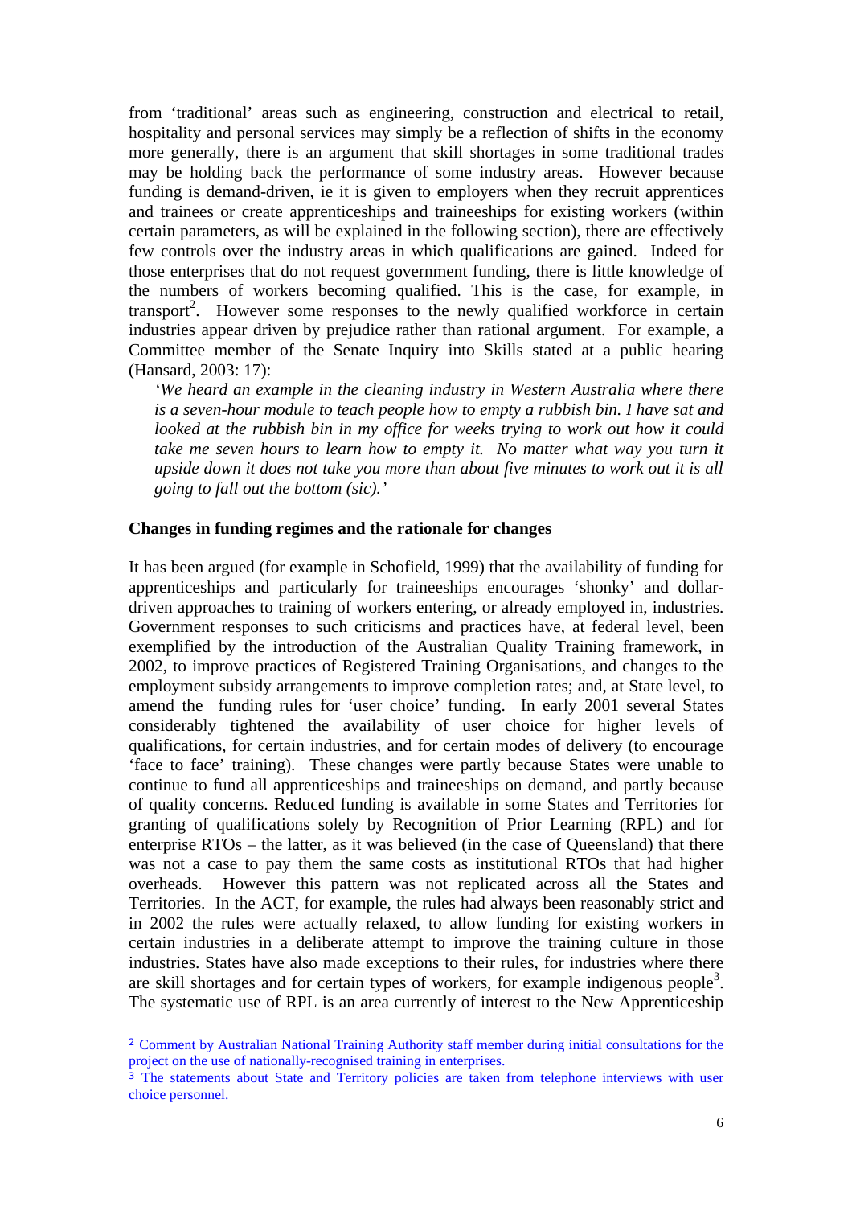from 'traditional' areas such as engineering, construction and electrical to retail, hospitality and personal services may simply be a reflection of shifts in the economy more generally, there is an argument that skill shortages in some traditional trades may be holding back the performance of some industry areas. However because funding is demand-driven, ie it is given to employers when they recruit apprentices and trainees or create apprenticeships and traineeships for existing workers (within certain parameters, as will be explained in the following section), there are effectively few controls over the industry areas in which qualifications are gained. Indeed for those enterprises that do not request government funding, there is little knowledge of the numbers of workers becoming qualified. This is the case, for example, in transport[2]. However some responses to the newly qualified workforce in certain industries appear driven by prejudice rather than rational argument. For example, a Committee member of the Senate Inquiry into Skills stated at a public hearing (Hansard, 2003: 17):

> *'We heard an example in the cleaning industry in Western Australia where there is a seven-hour module to teach people how to empty a rubbish bin. I have sat and looked at the rubbish bin in my office for weeks trying to work out how it could take me seven hours to learn how to empty it. No matter what way you turn it upside down it does not take you more than about five minutes to work out it is all going to fall out the bottom (sic).'*

### Changes in funding regimes and the rationale for changes

It has been argued (for example in Schofield, 1999) that the availability of funding for apprenticeships and particularly for traineeships encourages 'shonky' and dollar-driven approaches to training of workers entering, or already employed in, industries. Government responses to such criticisms and practices have, at federal level, been exemplified by the introduction of the Australian Quality Training framework, in 2002, to improve practices of Registered Training Organisations, and changes to the employment subsidy arrangements to improve completion rates; and, at State level, to amend the funding rules for 'user choice' funding. In early 2001 several States considerably tightened the availability of user choice for higher levels of qualifications, for certain industries, and for certain modes of delivery (to encourage 'face to face' training). These changes were partly because States were unable to continue to fund all apprenticeships and traineeships on demand, and partly because of quality concerns. Reduced funding is available in some States and Territories for granting of qualifications solely by Recognition of Prior Learning (RPL) and for enterprise RTOs – the latter, as it was believed (in the case of Queensland) that there was not a case to pay them the same costs as institutional RTOs that had higher overheads. However this pattern was not replicated across all the States and Territories. In the ACT, for example, the rules had always been reasonably strict and in 2002 the rules were actually relaxed, to allow funding for existing workers in certain industries in a deliberate attempt to improve the training culture in those industries. States have also made exceptions to their rules, for industries where there are skill shortages and for certain types of workers, for example indigenous people[3]. The systematic use of RPL is an area currently of interest to the New Apprenticeship

---

[2] Comment by Australian National Training Authority staff member during initial consultations for the project on the use of nationally-recognised training in enterprises.

[3] The statements about State and Territory policies are taken from telephone interviews with user choice personnel.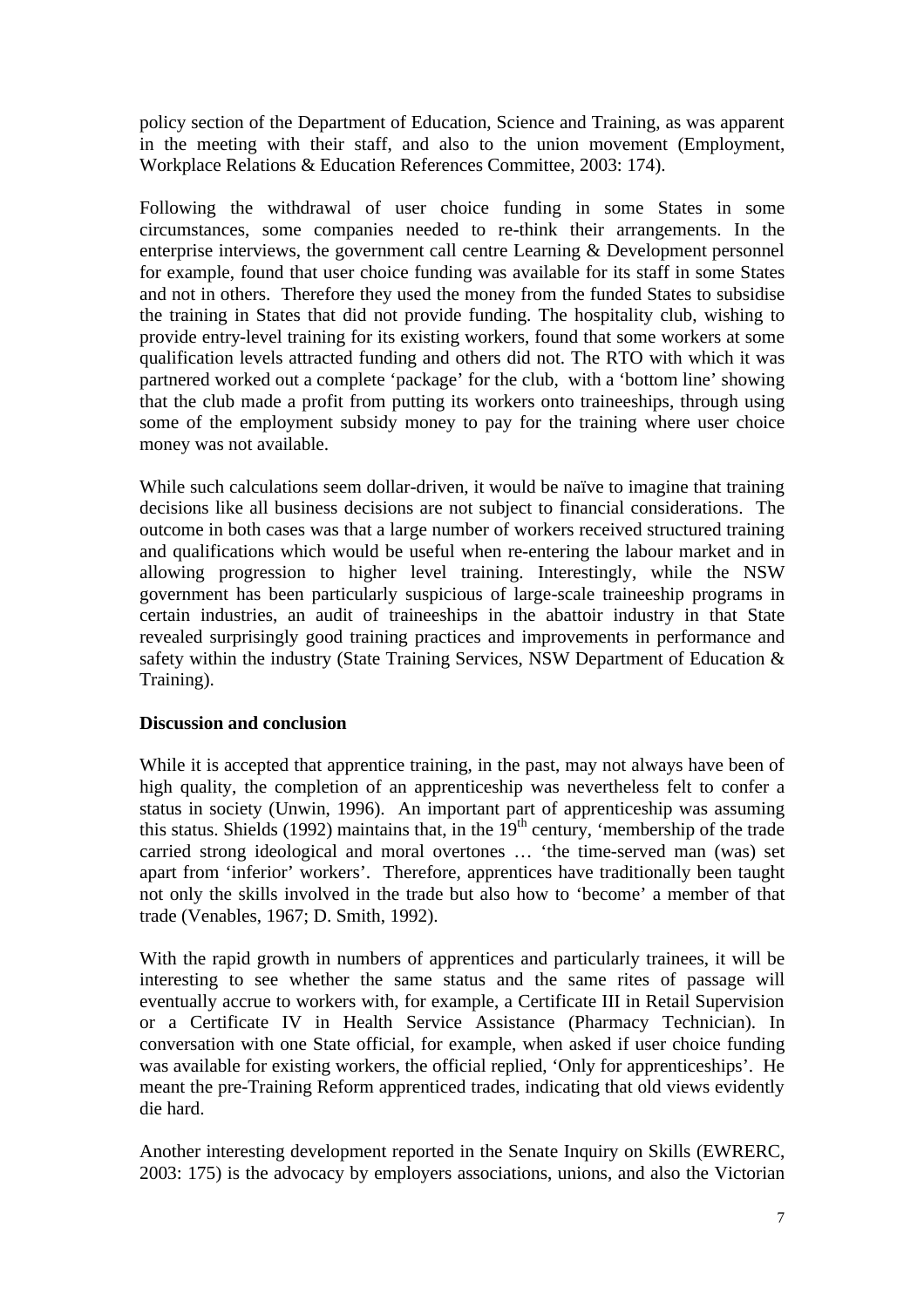policy section of the Department of Education, Science and Training, as was apparent in the meeting with their staff, and also to the union movement (Employment, Workplace Relations & Education References Committee, 2003: 174).

Following the withdrawal of user choice funding in some States in some circumstances, some companies needed to re-think their arrangements. In the enterprise interviews, the government call centre Learning & Development personnel for example, found that user choice funding was available for its staff in some States and not in others. Therefore they used the money from the funded States to subsidise the training in States that did not provide funding. The hospitality club, wishing to provide entry-level training for its existing workers, found that some workers at some qualification levels attracted funding and others did not. The RTO with which it was partnered worked out a complete 'package' for the club, with a 'bottom line' showing that the club made a profit from putting its workers onto traineeships, through using some of the employment subsidy money to pay for the training where user choice money was not available.

While such calculations seem dollar-driven, it would be naïve to imagine that training decisions like all business decisions are not subject to financial considerations. The outcome in both cases was that a large number of workers received structured training and qualifications which would be useful when re-entering the labour market and in allowing progression to higher level training. Interestingly, while the NSW government has been particularly suspicious of large-scale traineeship programs in certain industries, an audit of traineeships in the abattoir industry in that State revealed surprisingly good training practices and improvements in performance and safety within the industry (State Training Services, NSW Department of Education & Training).

**Discussion and conclusion**

While it is accepted that apprentice training, in the past, may not always have been of high quality, the completion of an apprenticeship was nevertheless felt to confer a status in society (Unwin, 1996). An important part of apprenticeship was assuming this status. Shields (1992) maintains that, in the 19th century, 'membership of the trade carried strong ideological and moral overtones … 'the time-served man (was) set apart from 'inferior' workers'. Therefore, apprentices have traditionally been taught not only the skills involved in the trade but also how to 'become' a member of that trade (Venables, 1967; D. Smith, 1992).

With the rapid growth in numbers of apprentices and particularly trainees, it will be interesting to see whether the same status and the same rites of passage will eventually accrue to workers with, for example, a Certificate III in Retail Supervision or a Certificate IV in Health Service Assistance (Pharmacy Technician). In conversation with one State official, for example, when asked if user choice funding was available for existing workers, the official replied, 'Only for apprenticeships'. He meant the pre-Training Reform apprenticed trades, indicating that old views evidently die hard.

Another interesting development reported in the Senate Inquiry on Skills (EWRERC, 2003: 175) is the advocacy by employers associations, unions, and also the Victorian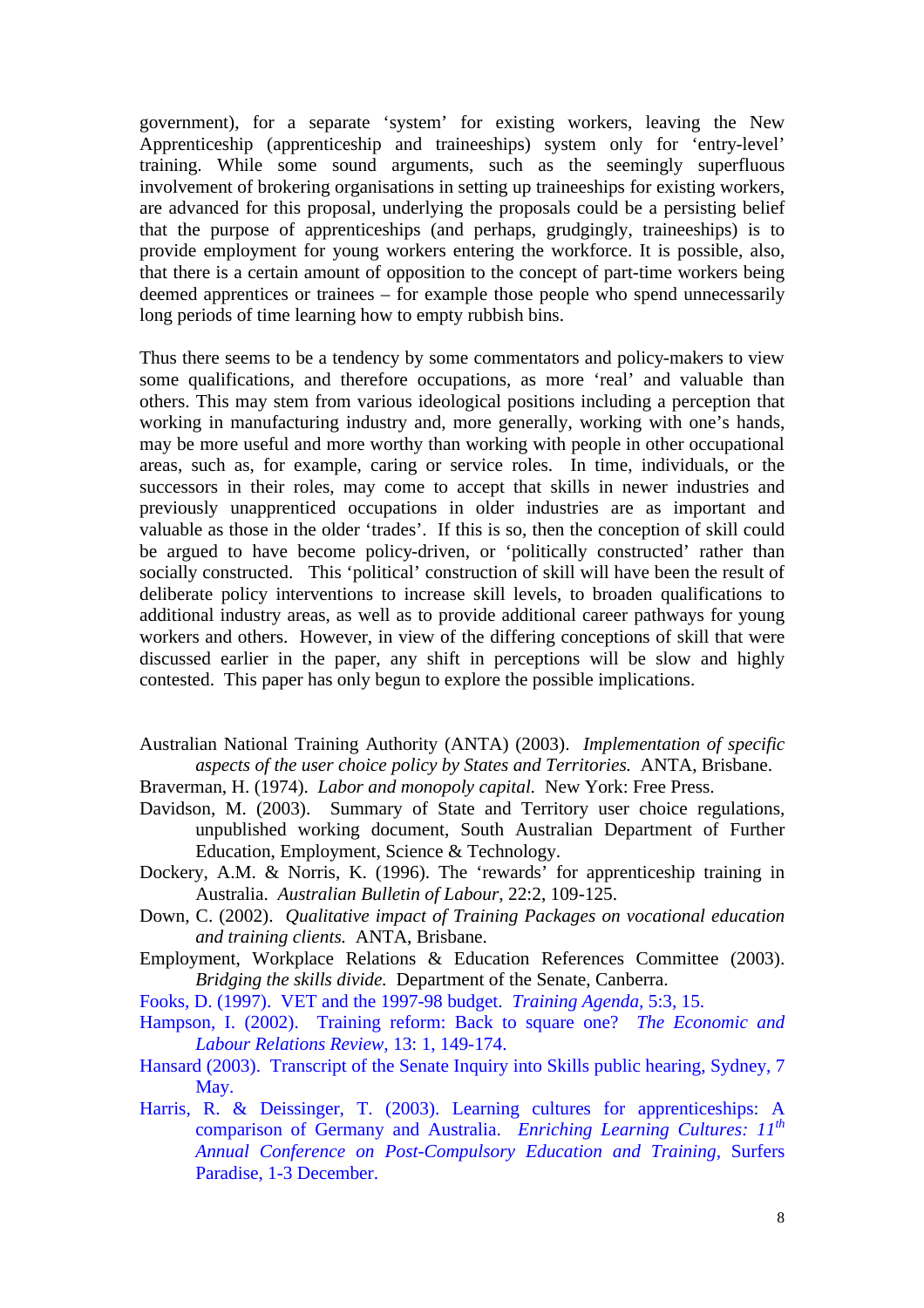government), for a separate 'system' for existing workers, leaving the New Apprenticeship (apprenticeship and traineeships) system only for 'entry-level' training. While some sound arguments, such as the seemingly superfluous involvement of brokering organisations in setting up traineeships for existing workers, are advanced for this proposal, underlying the proposals could be a persisting belief that the purpose of apprenticeships (and perhaps, grudgingly, traineeships) is to provide employment for young workers entering the workforce. It is possible, also, that there is a certain amount of opposition to the concept of part-time workers being deemed apprentices or trainees – for example those people who spend unnecessarily long periods of time learning how to empty rubbish bins.

Thus there seems to be a tendency by some commentators and policy-makers to view some qualifications, and therefore occupations, as more 'real' and valuable than others. This may stem from various ideological positions including a perception that working in manufacturing industry and, more generally, working with one's hands, may be more useful and more worthy than working with people in other occupational areas, such as, for example, caring or service roles. In time, individuals, or the successors in their roles, may come to accept that skills in newer industries and previously unapprenticed occupations in older industries are as important and valuable as those in the older 'trades'. If this is so, then the conception of skill could be argued to have become policy-driven, or 'politically constructed' rather than socially constructed. This 'political' construction of skill will have been the result of deliberate policy interventions to increase skill levels, to broaden qualifications to additional industry areas, as well as to provide additional career pathways for young workers and others. However, in view of the differing conceptions of skill that were discussed earlier in the paper, any shift in perceptions will be slow and highly contested. This paper has only begun to explore the possible implications.

Australian National Training Authority (ANTA) (2003). *Implementation of specific aspects of the user choice policy by States and Territories.* ANTA, Brisbane.

Braverman, H. (1974). *Labor and monopoly capital.* New York: Free Press.

Davidson, M. (2003). Summary of State and Territory user choice regulations, unpublished working document, South Australian Department of Further Education, Employment, Science & Technology.

Dockery, A.M. & Norris, K. (1996). The 'rewards' for apprenticeship training in Australia. *Australian Bulletin of Labour*, 22:2, 109-125.

Down, C. (2002). *Qualitative impact of Training Packages on vocational education and training clients.* ANTA, Brisbane.

Employment, Workplace Relations & Education References Committee (2003). *Bridging the skills divide.* Department of the Senate, Canberra.

Fooks, D. (1997). VET and the 1997-98 budget. *Training Agenda*, 5:3, 15.

Hampson, I. (2002). Training reform: Back to square one? *The Economic and Labour Relations Review*, 13: 1, 149-174.

Hansard (2003). Transcript of the Senate Inquiry into Skills public hearing, Sydney, 7 May.

Harris, R. & Deissinger, T. (2003). Learning cultures for apprenticeships: A comparison of Germany and Australia. *Enriching Learning Cultures: 11th Annual Conference on Post-Compulsory Education and Training*, Surfers Paradise, 1-3 December.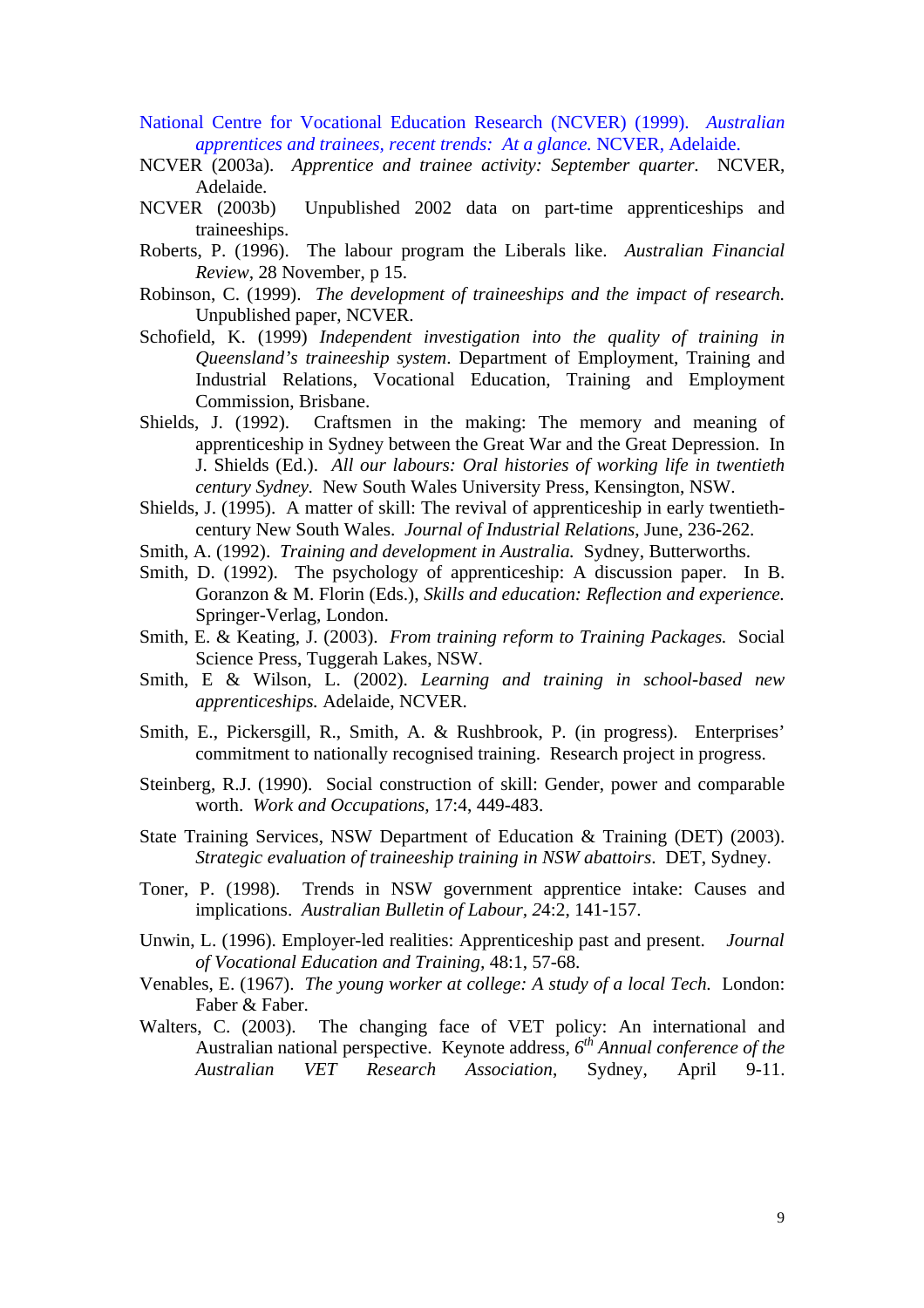National Centre for Vocational Education Research (NCVER) (1999). *Australian apprentices and trainees, recent trends: At a glance.* NCVER, Adelaide.

NCVER (2003a). *Apprentice and trainee activity: September quarter.* NCVER, Adelaide.

NCVER (2003b) Unpublished 2002 data on part-time apprenticeships and traineeships.

Roberts, P. (1996). The labour program the Liberals like. *Australian Financial Review*, 28 November, p 15.

Robinson, C. (1999). *The development of traineeships and the impact of research.* Unpublished paper, NCVER.

Schofield, K. (1999) *Independent investigation into the quality of training in Queensland's traineeship system*. Department of Employment, Training and Industrial Relations, Vocational Education, Training and Employment Commission, Brisbane.

Shields, J. (1992). Craftsmen in the making: The memory and meaning of apprenticeship in Sydney between the Great War and the Great Depression. In J. Shields (Ed.). *All our labours: Oral histories of working life in twentieth century Sydney.* New South Wales University Press, Kensington, NSW.

Shields, J. (1995). A matter of skill: The revival of apprenticeship in early twentieth-century New South Wales. *Journal of Industrial Relations*, June, 236-262.

Smith, A. (1992). *Training and development in Australia.* Sydney, Butterworths.

Smith, D. (1992). The psychology of apprenticeship: A discussion paper. In B. Goranzon & M. Florin (Eds.), *Skills and education: Reflection and experience.* Springer-Verlag, London.

Smith, E. & Keating, J. (2003). *From training reform to Training Packages.* Social Science Press, Tuggerah Lakes, NSW.

Smith, E & Wilson, L. (2002). *Learning and training in school-based new apprenticeships.* Adelaide, NCVER.

Smith, E., Pickersgill, R., Smith, A. & Rushbrook, P. (in progress). Enterprises' commitment to nationally recognised training. Research project in progress.

Steinberg, R.J. (1990). Social construction of skill: Gender, power and comparable worth. *Work and Occupations*, 17:4, 449-483.

State Training Services, NSW Department of Education & Training (DET) (2003). *Strategic evaluation of traineeship training in NSW abattoirs*. DET, Sydney.

Toner, P. (1998). Trends in NSW government apprentice intake: Causes and implications. *Australian Bulletin of Labour,* 24:2, 141-157.

Unwin, L. (1996). Employer-led realities: Apprenticeship past and present. *Journal of Vocational Education and Training,* 48:1, 57-68.

Venables, E. (1967). *The young worker at college: A study of a local Tech.* London: Faber & Faber.

Walters, C. (2003). The changing face of VET policy: An international and Australian national perspective. Keynote address, *6th Annual conference of the Australian VET Research Association*, Sydney, April 9-11.